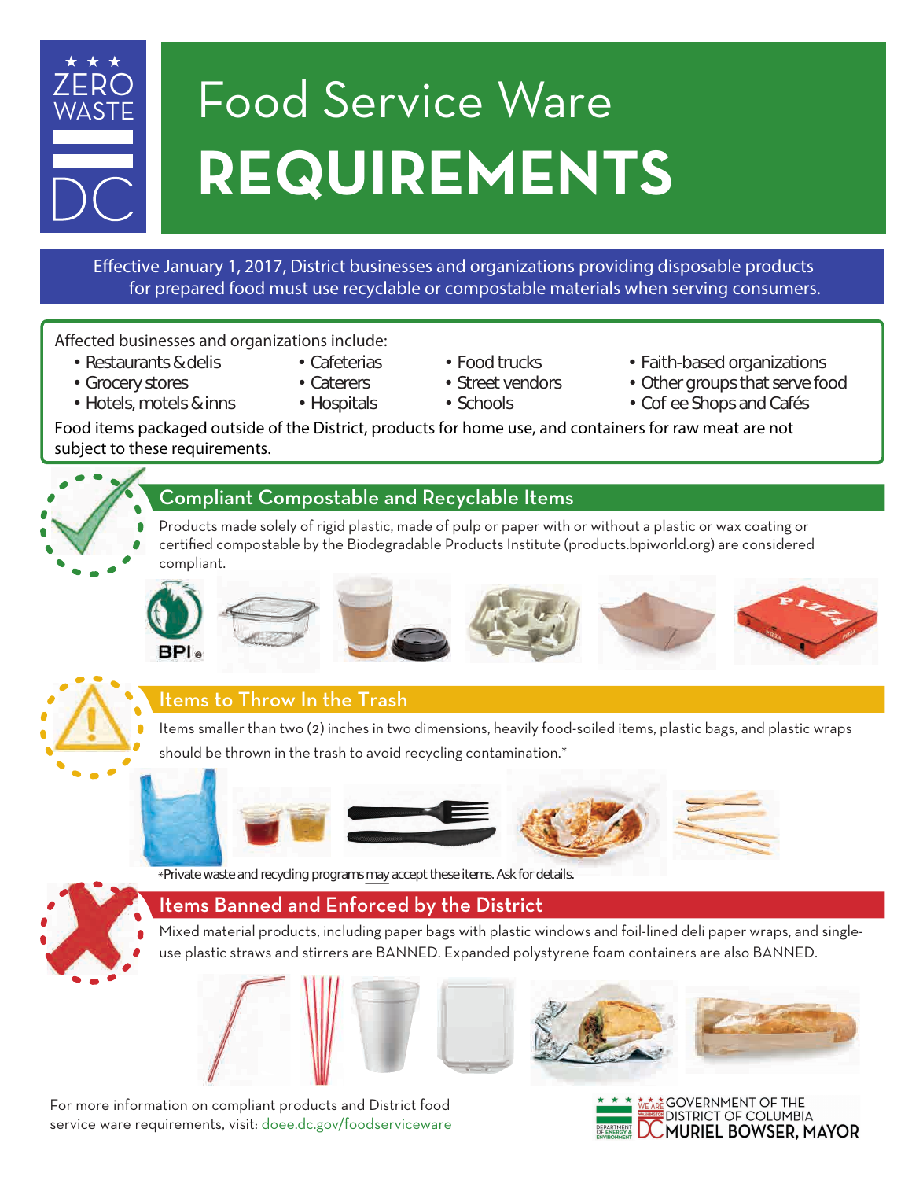ZERO WASTE DC

# Food Service Ware REQUIREMENTS

Effective January 1, 2017, District businesses and organizations providing disposable products for prepared food must use recyclable or compostable materials when serving consumers.

Affected businesses and organizations include:

- Restaurants & delis
- Grocery stores
- Hotels, motels & inns
- Cafeterias
- Caterers
- Hospitals
- Food trucks
- Street vendors
- Schools
- Faith-based organizations
- Other groups that serve food
- Cof ee Shops and Cafés

Food items packaged outside of the District, products for home use, and containers for raw meat are not subject to these requirements.

## Compliant Compostable and Recyclable Items

Products made solely of rigid plastic, made of pulp or paper with or without a plastic or wax coating or certified compostable by the Biodegradable Products Institute (products.bpiworld.org) are considered compliant.

## Items to Throw In the Trash

Items smaller than two (2) inches in two dimensions, heavily food-soiled items, plastic bags, and plastic wraps should be thrown in the trash to avoid recycling contamination.*

*Private waste and recycling programs may accept these items. Ask for details.

## Items Banned and Enforced by the District

Mixed material products, including paper bags with plastic windows and foil-lined deli paper wraps, and single-use plastic straws and stirrers are BANNED. Expanded polystyrene foam containers are also BANNED.

For more information on compliant products and District food service ware requirements, visit: doee.dc.gov/foodserviceware

GOVERNMENT OF THE DISTRICT OF COLUMBIA
MURIEL BOWSER, MAYOR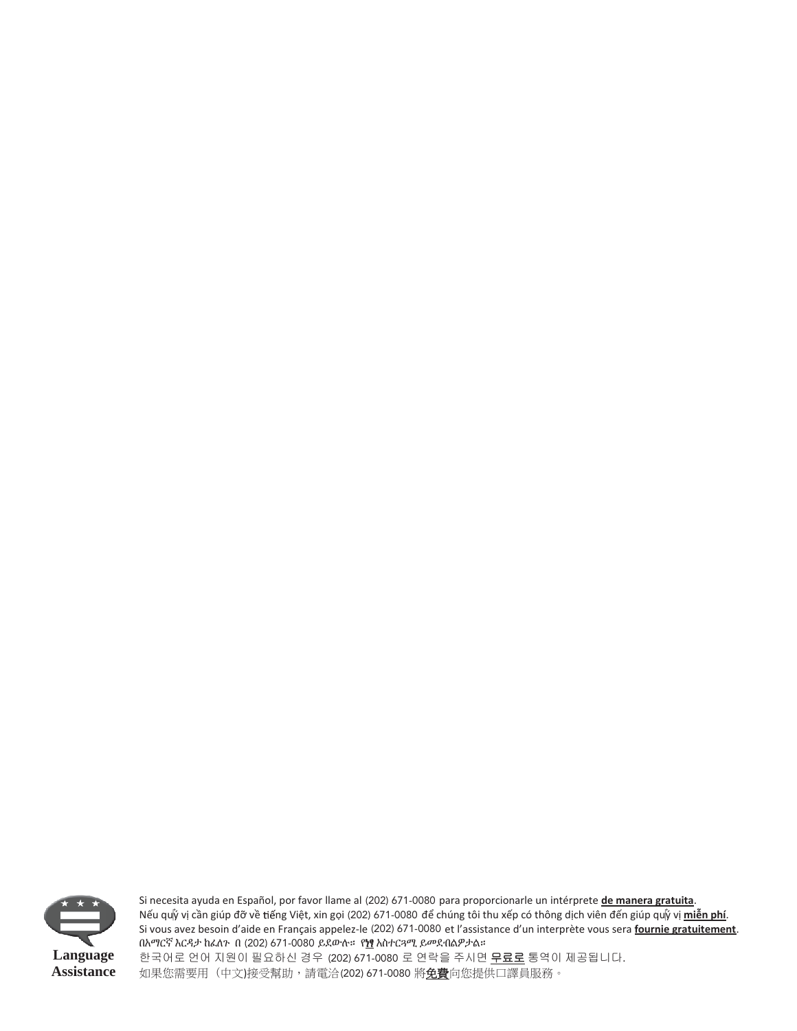**Language Assistance**

Si necesita ayuda en Español, por favor llame al (202) 671-0080 para proporcionarle un intérprete **de manera gratuita**.

Nếu quý vị cần giúp đỡ về tiếng Việt, xin gọi (202) 671-0080 để chúng tôi thu xếp có thông dịch viên đến giúp quý vị **miễn phí**.

Si vous avez besoin d'aide en Français appelez-le (202) 671-0080 et l'assistance d'un interprète vous sera **fournie gratuitement**.

በአማርኛ እርዳታ ከፈለጉ በ (202) 671-0080 ይደውሉ። **የነፃ** አስተርጓሚ ይመደብልዎታል።

한국어로 언어 지원이 필요하신 경우 (202) 671-0080 로 연락을 주시면 **무료로** 통역이 제공됩니다.

如果您需要用（中文)接受幫助，請電洽(202) 671-0080 將**免費**向您提供口譯員服務。